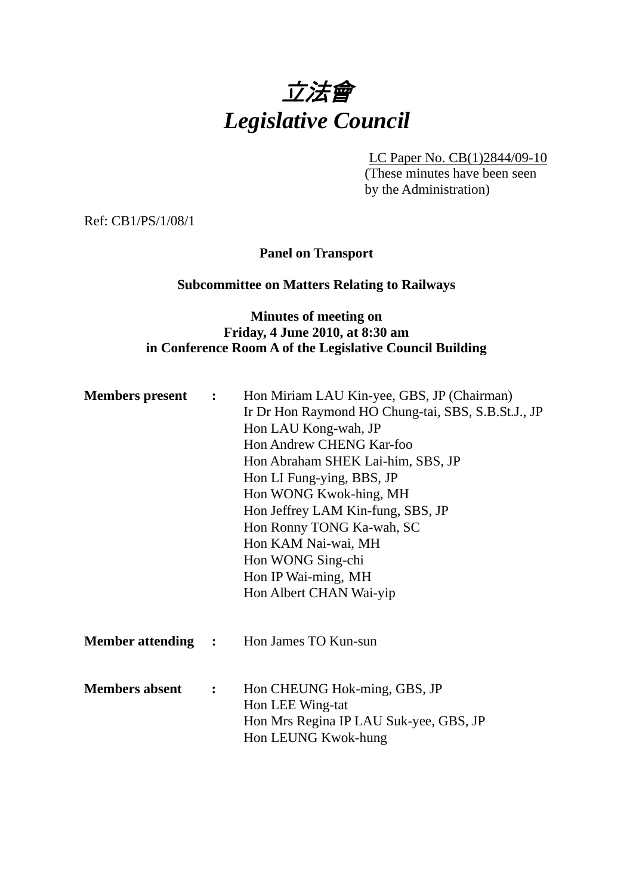# *立法會*
# *Legislative Council*

LC Paper No. CB(1)2844/09-10
(These minutes have been seen by the Administration)

Ref: CB1/PS/1/08/1

**Panel on Transport**

**Subcommittee on Matters Relating to Railways**

**Minutes of meeting on**
**Friday, 4 June 2010, at 8:30 am**
**in Conference Room A of the Legislative Council Building**

**Members present** : Hon Miriam LAU Kin-yee, GBS, JP (Chairman)
Ir Dr Hon Raymond HO Chung-tai, SBS, S.B.St.J., JP
Hon LAU Kong-wah, JP
Hon Andrew CHENG Kar-foo
Hon Abraham SHEK Lai-him, SBS, JP
Hon LI Fung-ying, BBS, JP
Hon WONG Kwok-hing, MH
Hon Jeffrey LAM Kin-fung, SBS, JP
Hon Ronny TONG Ka-wah, SC
Hon KAM Nai-wai, MH
Hon WONG Sing-chi
Hon IP Wai-ming, MH
Hon Albert CHAN Wai-yip

**Member attending** : Hon James TO Kun-sun

**Members absent** : Hon CHEUNG Hok-ming, GBS, JP
Hon LEE Wing-tat
Hon Mrs Regina IP LAU Suk-yee, GBS, JP
Hon LEUNG Kwok-hung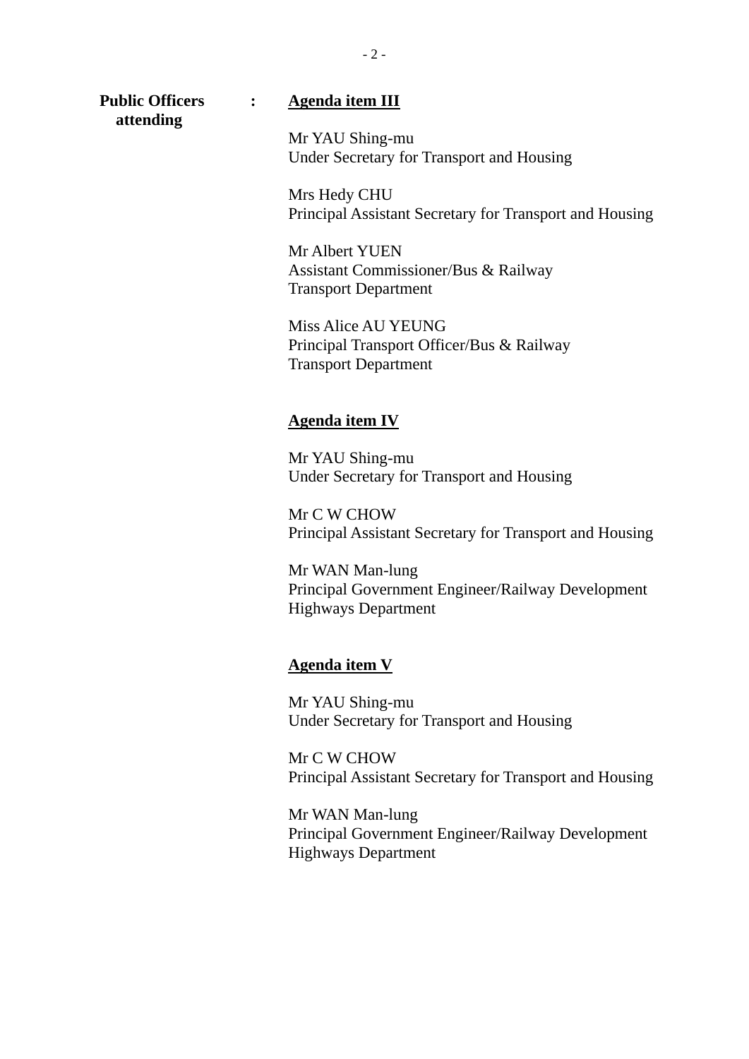**Public Officers attending** : **Agenda item III**

Mr YAU Shing-mu
Under Secretary for Transport and Housing

Mrs Hedy CHU
Principal Assistant Secretary for Transport and Housing

Mr Albert YUEN
Assistant Commissioner/Bus & Railway
Transport Department

Miss Alice AU YEUNG
Principal Transport Officer/Bus & Railway
Transport Department

**Agenda item IV**

Mr YAU Shing-mu
Under Secretary for Transport and Housing

Mr C W CHOW
Principal Assistant Secretary for Transport and Housing

Mr WAN Man-lung
Principal Government Engineer/Railway Development
Highways Department

**Agenda item V**

Mr YAU Shing-mu
Under Secretary for Transport and Housing

Mr C W CHOW
Principal Assistant Secretary for Transport and Housing

Mr WAN Man-lung
Principal Government Engineer/Railway Development
Highways Department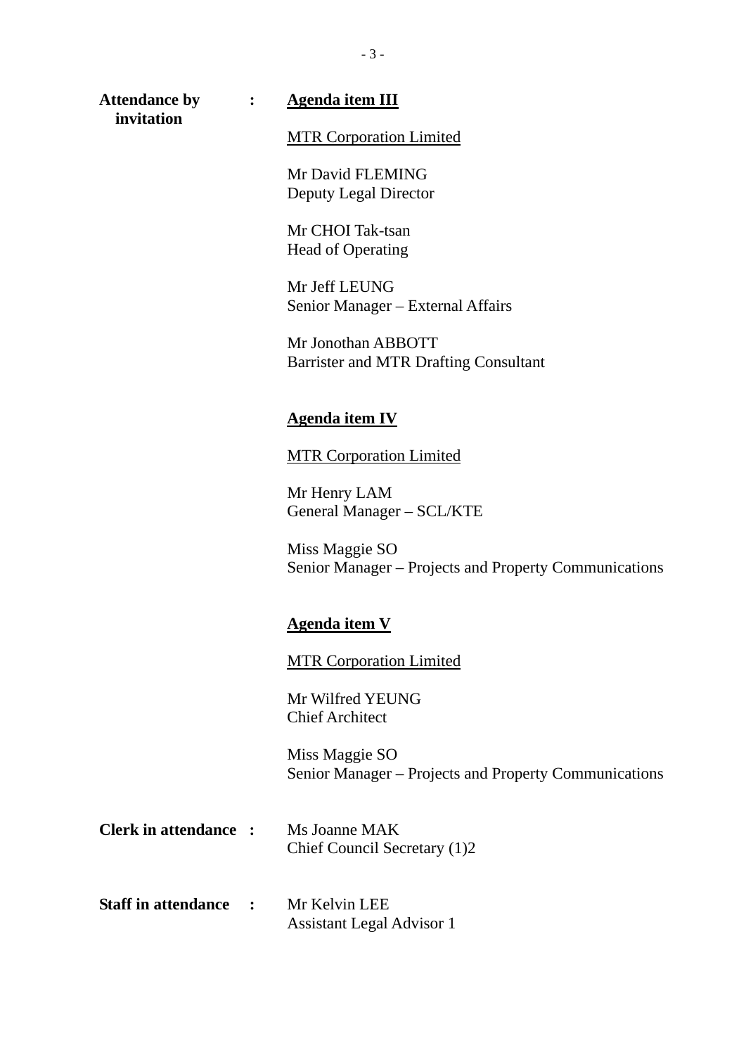**Attendance by invitation** : **<u>Agenda item III</u>**

<u>MTR Corporation Limited</u>

Mr David FLEMING
Deputy Legal Director

Mr CHOI Tak-tsan
Head of Operating

Mr Jeff LEUNG
Senior Manager – External Affairs

Mr Jonothan ABBOTT
Barrister and MTR Drafting Consultant

**<u>Agenda item IV</u>**

<u>MTR Corporation Limited</u>

Mr Henry LAM
General Manager – SCL/KTE

Miss Maggie SO
Senior Manager – Projects and Property Communications

**<u>Agenda item V</u>**

<u>MTR Corporation Limited</u>

Mr Wilfred YEUNG
Chief Architect

Miss Maggie SO
Senior Manager – Projects and Property Communications

**Clerk in attendance** : Ms Joanne MAK
Chief Council Secretary (1)2

**Staff in attendance** : Mr Kelvin LEE
Assistant Legal Advisor 1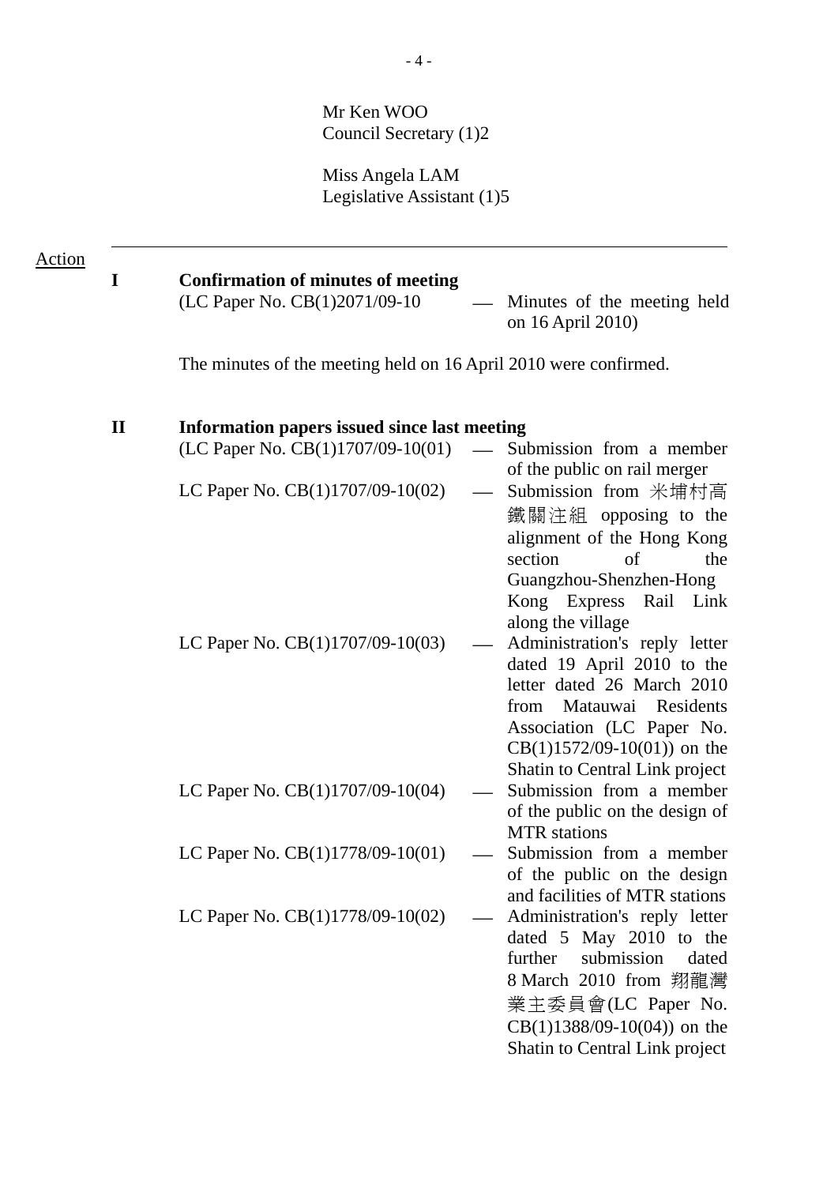Mr Ken WOO
Council Secretary (1)2

Miss Angela LAM
Legislative Assistant (1)5

---

Action

**I Confirmation of minutes of meeting**

(LC Paper No. CB(1)2071/09-10 — Minutes of the meeting held on 16 April 2010)

The minutes of the meeting held on 16 April 2010 were confirmed.

**II Information papers issued since last meeting**

(LC Paper No. CB(1)1707/09-10(01) — Submission from a member of the public on rail merger

LC Paper No. CB(1)1707/09-10(02) — Submission from 米埔村高鐵關注組 opposing to the alignment of the Hong Kong section of the Guangzhou-Shenzhen-Hong Kong Express Rail Link along the village

LC Paper No. CB(1)1707/09-10(03) — Administration's reply letter dated 19 April 2010 to the letter dated 26 March 2010 from Matauwai Residents Association (LC Paper No. CB(1)1572/09-10(01)) on the Shatin to Central Link project

LC Paper No. CB(1)1707/09-10(04) — Submission from a member of the public on the design of MTR stations

LC Paper No. CB(1)1778/09-10(01) — Submission from a member of the public on the design and facilities of MTR stations

LC Paper No. CB(1)1778/09-10(02) — Administration's reply letter dated 5 May 2010 to the further submission dated 8 March 2010 from 翔龍灣業主委員會(LC Paper No. CB(1)1388/09-10(04)) on the Shatin to Central Link project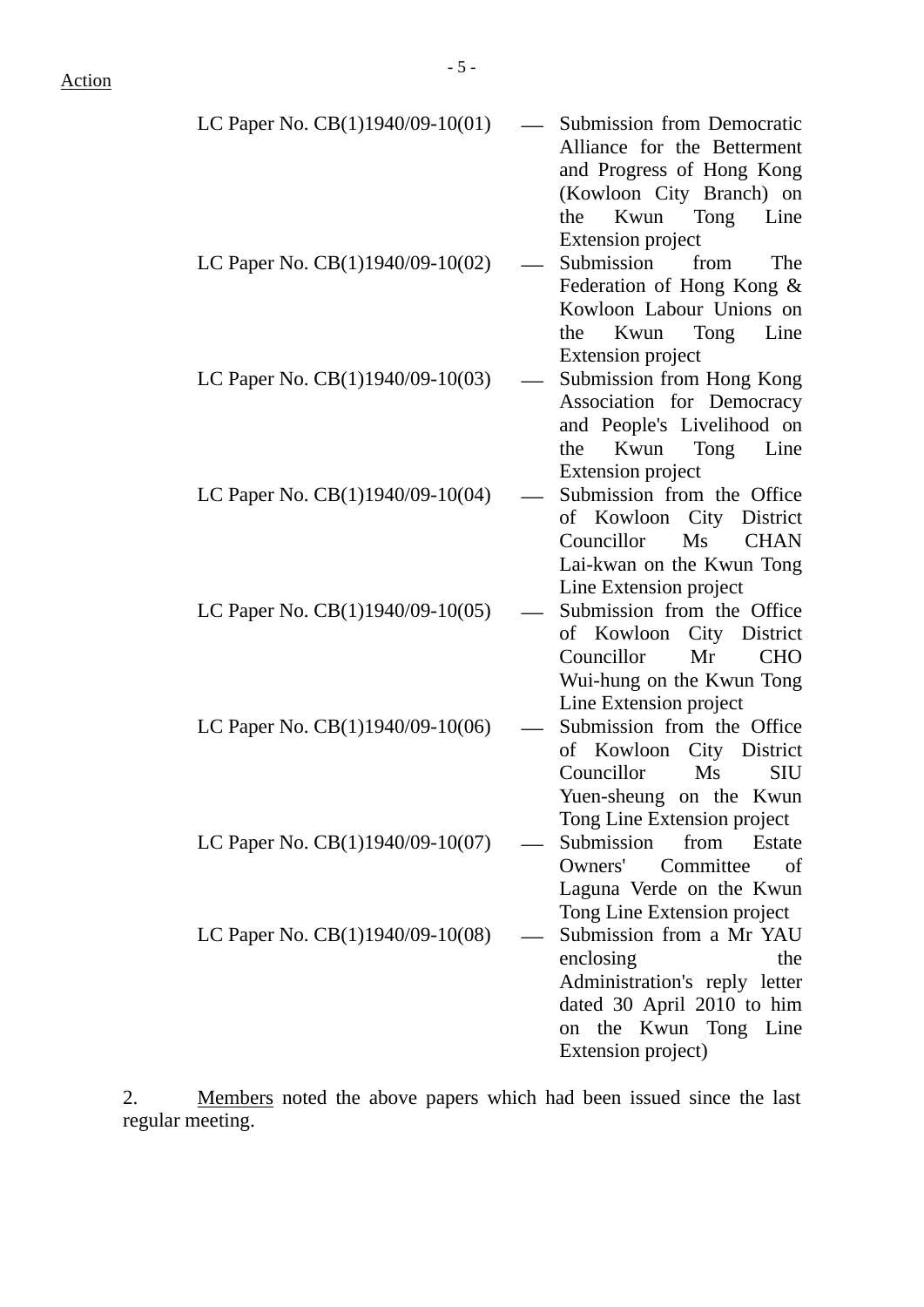Action

| | | |
|---|---|---|
| LC Paper No. CB(1)1940/09-10(01) | — | Submission from Democratic Alliance for the Betterment and Progress of Hong Kong (Kowloon City Branch) on the Kwun Tong Line Extension project |
| LC Paper No. CB(1)1940/09-10(02) | — | Submission from The Federation of Hong Kong & Kowloon Labour Unions on the Kwun Tong Line Extension project |
| LC Paper No. CB(1)1940/09-10(03) | — | Submission from Hong Kong Association for Democracy and People's Livelihood on the Kwun Tong Line Extension project |
| LC Paper No. CB(1)1940/09-10(04) | — | Submission from the Office of Kowloon City District Councillor Ms CHAN Lai-kwan on the Kwun Tong Line Extension project |
| LC Paper No. CB(1)1940/09-10(05) | — | Submission from the Office of Kowloon City District Councillor Mr CHO Wui-hung on the Kwun Tong Line Extension project |
| LC Paper No. CB(1)1940/09-10(06) | — | Submission from the Office of Kowloon City District Councillor Ms SIU Yuen-sheung on the Kwun Tong Line Extension project |
| LC Paper No. CB(1)1940/09-10(07) | — | Submission from Estate Owners' Committee of Laguna Verde on the Kwun Tong Line Extension project |
| LC Paper No. CB(1)1940/09-10(08) | — | Submission from a Mr YAU enclosing the Administration's reply letter dated 30 April 2010 to him on the Kwun Tong Line Extension project) |

2. Members noted the above papers which had been issued since the last regular meeting.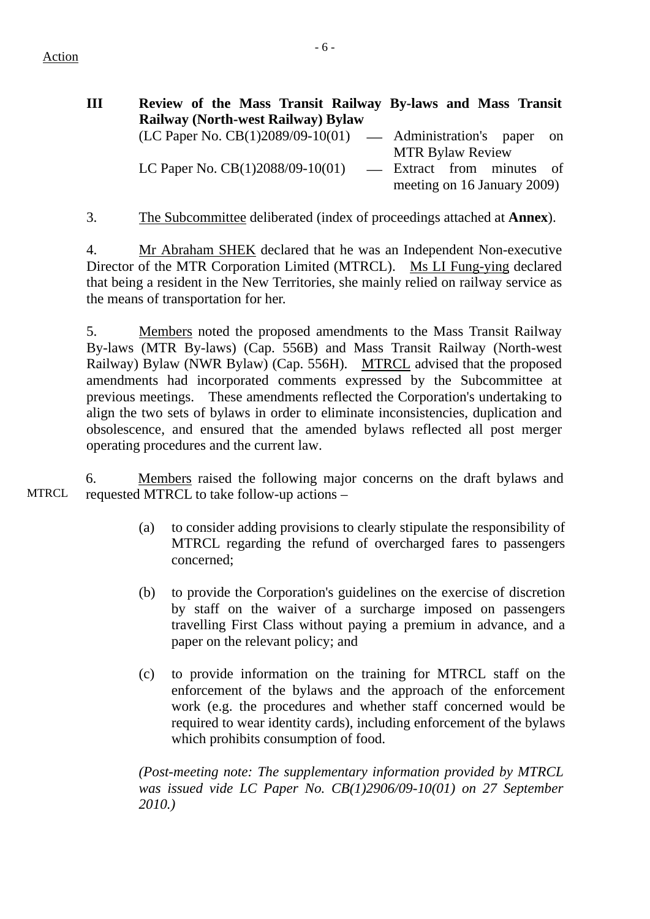Action

**III Review of the Mass Transit Railway By-laws and Mass Transit Railway (North-west Railway) Bylaw**

(LC Paper No. CB(1)2089/09-10(01) — Administration's paper on MTR Bylaw Review

LC Paper No. CB(1)2088/09-10(01) — Extract from minutes of meeting on 16 January 2009)

3. The Subcommittee deliberated (index of proceedings attached at **Annex**).

4. Mr Abraham SHEK declared that he was an Independent Non-executive Director of the MTR Corporation Limited (MTRCL). Ms LI Fung-ying declared that being a resident in the New Territories, she mainly relied on railway service as the means of transportation for her.

5. Members noted the proposed amendments to the Mass Transit Railway By-laws (MTR By-laws) (Cap. 556B) and Mass Transit Railway (North-west Railway) Bylaw (NWR Bylaw) (Cap. 556H). MTRCL advised that the proposed amendments had incorporated comments expressed by the Subcommittee at previous meetings. These amendments reflected the Corporation's undertaking to align the two sets of bylaws in order to eliminate inconsistencies, duplication and obsolescence, and ensured that the amended bylaws reflected all post merger operating procedures and the current law.

MTRCL

6. Members raised the following major concerns on the draft bylaws and requested MTRCL to take follow-up actions –

(a) to consider adding provisions to clearly stipulate the responsibility of MTRCL regarding the refund of overcharged fares to passengers concerned;

(b) to provide the Corporation's guidelines on the exercise of discretion by staff on the waiver of a surcharge imposed on passengers travelling First Class without paying a premium in advance, and a paper on the relevant policy; and

(c) to provide information on the training for MTRCL staff on the enforcement of the bylaws and the approach of the enforcement work (e.g. the procedures and whether staff concerned would be required to wear identity cards), including enforcement of the bylaws which prohibits consumption of food.

*(Post-meeting note: The supplementary information provided by MTRCL was issued vide LC Paper No. CB(1)2906/09-10(01) on 27 September 2010.)*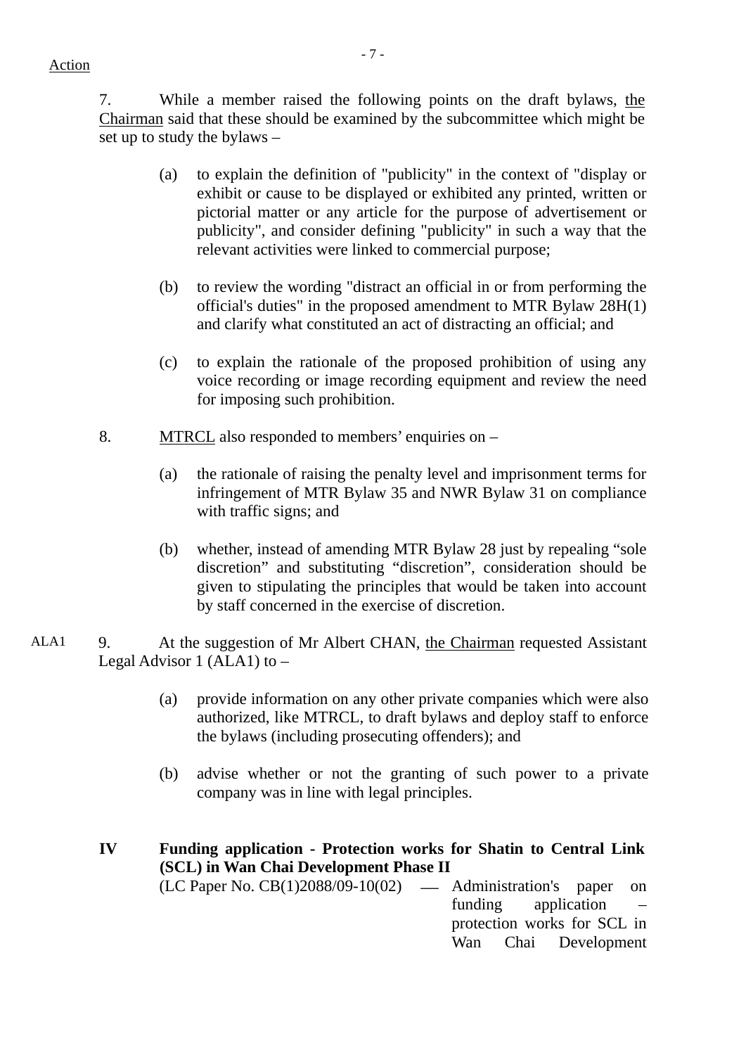Action

7. While a member raised the following points on the draft bylaws, the Chairman said that these should be examined by the subcommittee which might be set up to study the bylaws –

(a) to explain the definition of "publicity" in the context of "display or exhibit or cause to be displayed or exhibited any printed, written or pictorial matter or any article for the purpose of advertisement or publicity", and consider defining "publicity" in such a way that the relevant activities were linked to commercial purpose;

(b) to review the wording "distract an official in or from performing the official's duties" in the proposed amendment to MTR Bylaw 28H(1) and clarify what constituted an act of distracting an official; and

(c) to explain the rationale of the proposed prohibition of using any voice recording or image recording equipment and review the need for imposing such prohibition.

8. MTRCL also responded to members' enquiries on –

(a) the rationale of raising the penalty level and imprisonment terms for infringement of MTR Bylaw 35 and NWR Bylaw 31 on compliance with traffic signs; and

(b) whether, instead of amending MTR Bylaw 28 just by repealing "sole discretion" and substituting "discretion", consideration should be given to stipulating the principles that would be taken into account by staff concerned in the exercise of discretion.

ALA1

9. At the suggestion of Mr Albert CHAN, the Chairman requested Assistant Legal Advisor 1 (ALA1) to –

(a) provide information on any other private companies which were also authorized, like MTRCL, to draft bylaws and deploy staff to enforce the bylaws (including prosecuting offenders); and

(b) advise whether or not the granting of such power to a private company was in line with legal principles.

## IV Funding application - Protection works for Shatin to Central Link (SCL) in Wan Chai Development Phase II

(LC Paper No. CB(1)2088/09-10(02) — Administration's paper on funding application – protection works for SCL in Wan Chai Development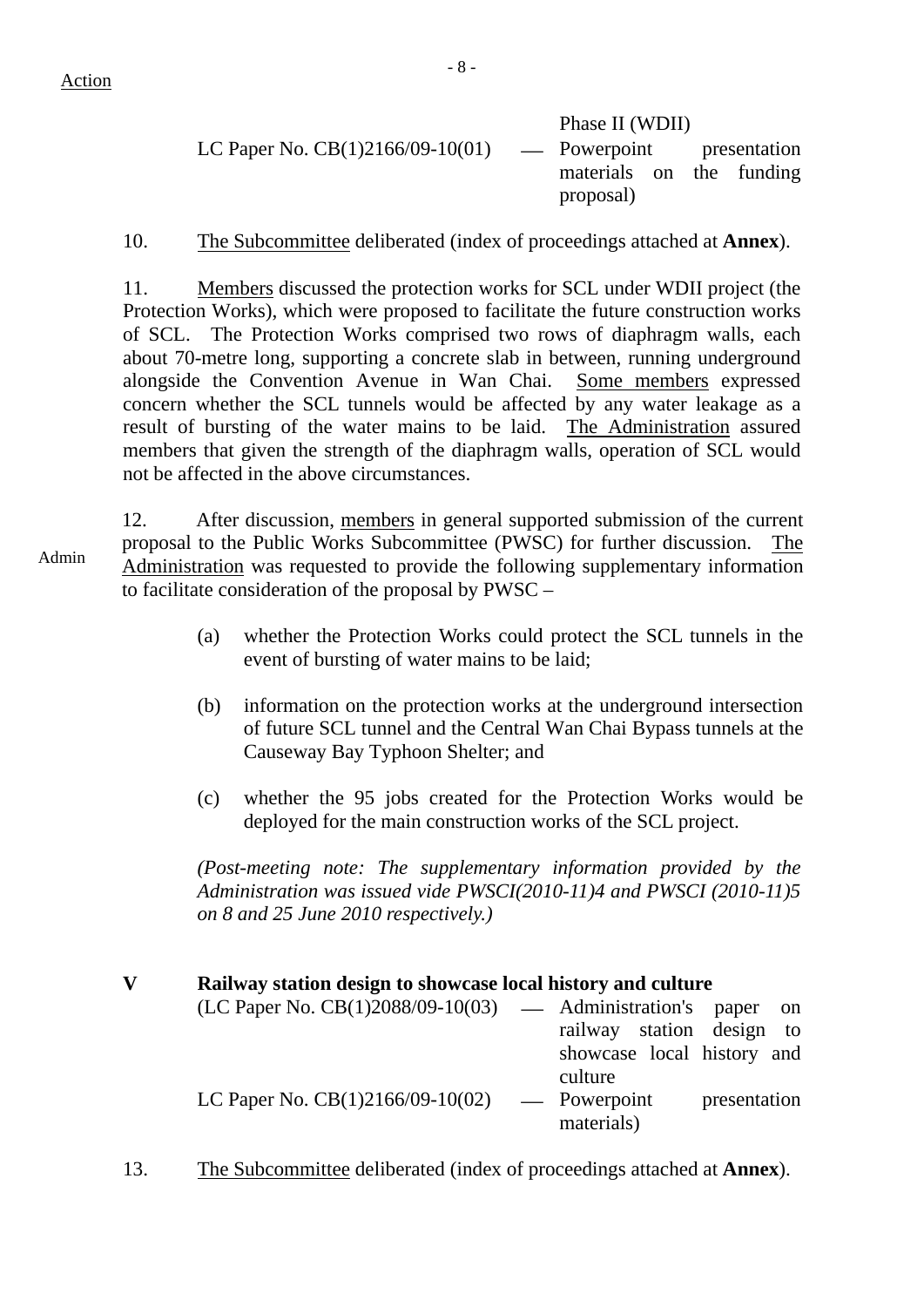Action

| | |
|---|---|
| | Phase II (WDII) |
| LC Paper No. CB(1)2166/09-10(01) | — Powerpoint presentation materials on the funding proposal) |

10. The Subcommittee deliberated (index of proceedings attached at **Annex**).

11. Members discussed the protection works for SCL under WDII project (the Protection Works), which were proposed to facilitate the future construction works of SCL. The Protection Works comprised two rows of diaphragm walls, each about 70-metre long, supporting a concrete slab in between, running underground alongside the Convention Avenue in Wan Chai. Some members expressed concern whether the SCL tunnels would be affected by any water leakage as a result of bursting of the water mains to be laid. The Administration assured members that given the strength of the diaphragm walls, operation of SCL would not be affected in the above circumstances.

Admin

12. After discussion, members in general supported submission of the current proposal to the Public Works Subcommittee (PWSC) for further discussion. The Administration was requested to provide the following supplementary information to facilitate consideration of the proposal by PWSC –

(a) whether the Protection Works could protect the SCL tunnels in the event of bursting of water mains to be laid;

(b) information on the protection works at the underground intersection of future SCL tunnel and the Central Wan Chai Bypass tunnels at the Causeway Bay Typhoon Shelter; and

(c) whether the 95 jobs created for the Protection Works would be deployed for the main construction works of the SCL project.

*(Post-meeting note: The supplementary information provided by the Administration was issued vide PWSCI(2010-11)4 and PWSCI (2010-11)5 on 8 and 25 June 2010 respectively.)*

## V Railway station design to showcase local history and culture

| | |
|---|---|
| (LC Paper No. CB(1)2088/09-10(03) | — Administration's paper on railway station design to showcase local history and culture |
| LC Paper No. CB(1)2166/09-10(02) | — Powerpoint presentation materials) |

13. The Subcommittee deliberated (index of proceedings attached at **Annex**).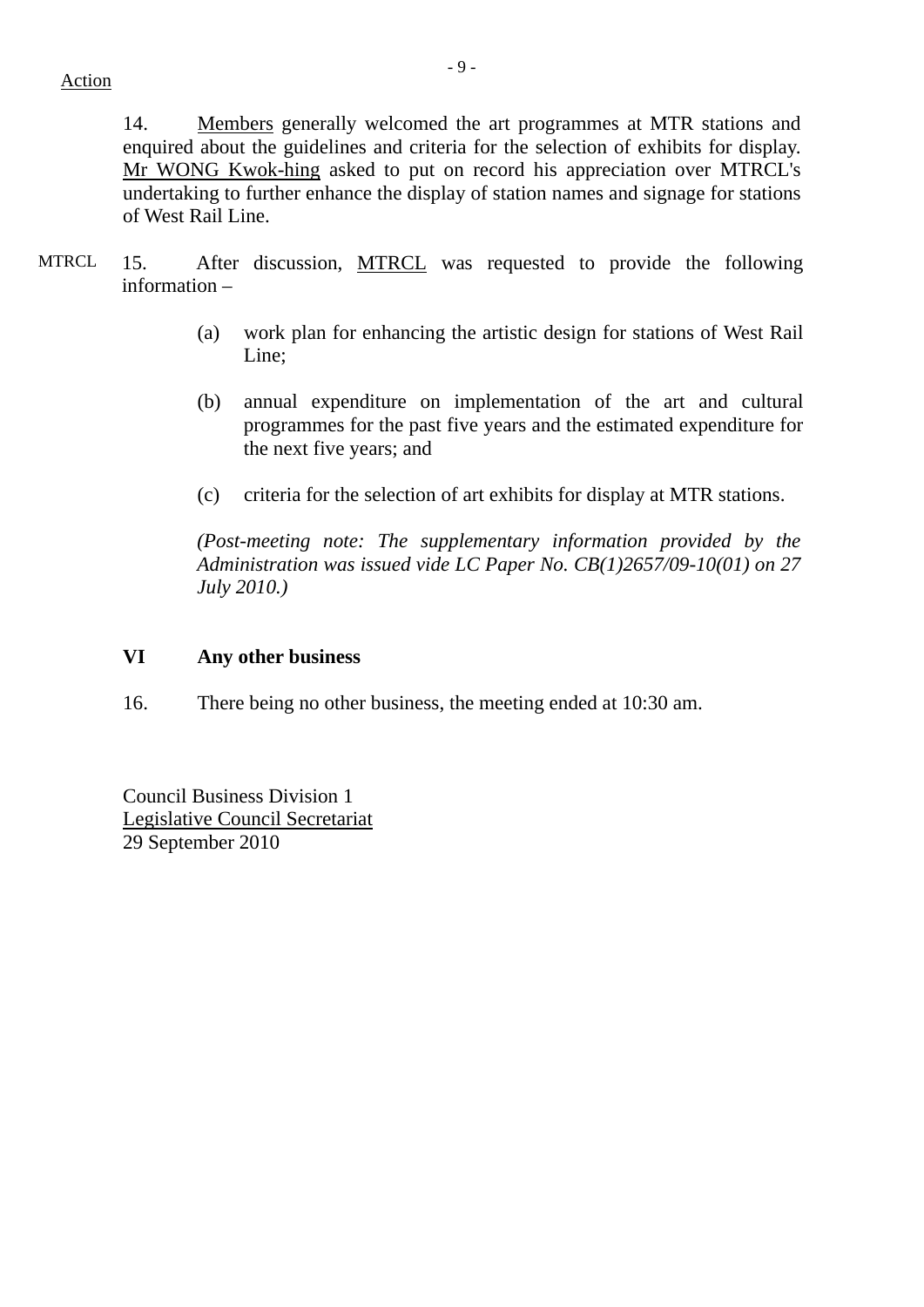Action

14. Members generally welcomed the art programmes at MTR stations and enquired about the guidelines and criteria for the selection of exhibits for display. Mr WONG Kwok-hing asked to put on record his appreciation over MTRCL's undertaking to further enhance the display of station names and signage for stations of West Rail Line.

MTRCL

15. After discussion, MTRCL was requested to provide the following information –

(a) work plan for enhancing the artistic design for stations of West Rail Line;

(b) annual expenditure on implementation of the art and cultural programmes for the past five years and the estimated expenditure for the next five years; and

(c) criteria for the selection of art exhibits for display at MTR stations.

*(Post-meeting note: The supplementary information provided by the Administration was issued vide LC Paper No. CB(1)2657/09-10(01) on 27 July 2010.)*

## VI Any other business

16. There being no other business, the meeting ended at 10:30 am.

Council Business Division 1
Legislative Council Secretariat
29 September 2010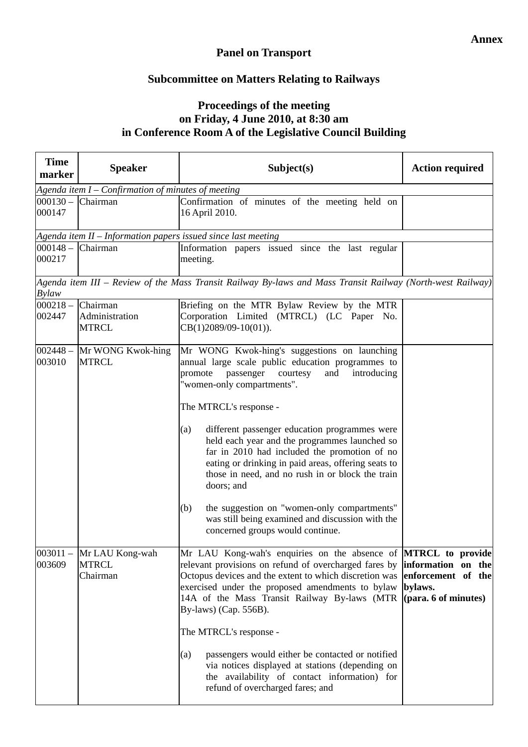**Annex**

## Panel on Transport

## Subcommittee on Matters Relating to Railways

### Proceedings of the meeting on Friday, 4 June 2010, at 8:30 am in Conference Room A of the Legislative Council Building

| Time marker | Speaker | Subject(s) | Action required |
|---|---|---|---|
| *Agenda item I – Confirmation of minutes of meeting* | | | |
| 000130 – 000147 | Chairman | Confirmation of minutes of the meeting held on 16 April 2010. | |
| *Agenda item II – Information papers issued since last meeting* | | | |
| 000148 – 000217 | Chairman | Information papers issued since the last regular meeting. | |
| *Agenda item III – Review of the Mass Transit Railway By-laws and Mass Transit Railway (North-west Railway) Bylaw* | | | |
| 000218 – 002447 | Chairman<br>Administration<br>MTRCL | Briefing on the MTR Bylaw Review by the MTR Corporation Limited (MTRCL) (LC Paper No. CB(1)2089/09-10(01)). | |
| 002448 – 003010 | Mr WONG Kwok-hing<br>MTRCL | Mr WONG Kwok-hing's suggestions on launching annual large scale public education programmes to promote passenger courtesy and introducing "women-only compartments".<br><br>The MTRCL's response -<br><br>(a) different passenger education programmes were held each year and the programmes launched so far in 2010 had included the promotion of no eating or drinking in paid areas, offering seats to those in need, and no rush in or block the train doors; and<br><br>(b) the suggestion on "women-only compartments" was still being examined and discussion with the concerned groups would continue. | |
| 003011 – 003609 | Mr LAU Kong-wah<br>MTRCL<br>Chairman | Mr LAU Kong-wah's enquiries on the absence of relevant provisions on refund of overcharged fares by Octopus devices and the extent to which discretion was exercised under the proposed amendments to bylaw 14A of the Mass Transit Railway By-laws (MTR By-laws) (Cap. 556B).<br><br>The MTRCL's response -<br><br>(a) passengers would either be contacted or notified via notices displayed at stations (depending on the availability of contact information) for refund of overcharged fares; and | **MTRCL to provide information on the enforcement of the bylaws.**<br>**(para. 6 of minutes)** |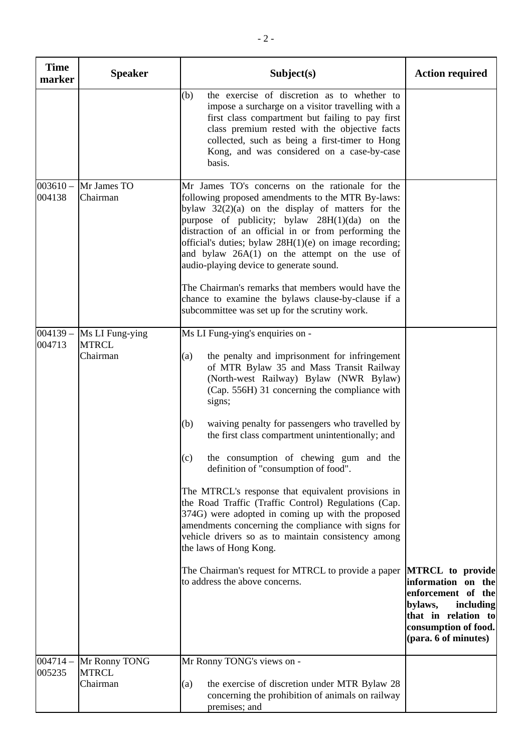| Time marker | Speaker | Subject(s) | Action required |
|---|---|---|---|
| | | (b) the exercise of discretion as to whether to impose a surcharge on a visitor travelling with a first class compartment but failing to pay first class premium rested with the objective facts collected, such as being a first-timer to Hong Kong, and was considered on a case-by-case basis. | |
| 003610 – 004138 | Mr James TO<br>Chairman | Mr James TO's concerns on the rationale for the following proposed amendments to the MTR By-laws: bylaw 32(2)(a) on the display of matters for the purpose of publicity; bylaw 28H(1)(da) on the distraction of an official in or from performing the official's duties; bylaw 28H(1)(e) on image recording; and bylaw 26A(1) on the attempt on the use of audio-playing device to generate sound.<br><br>The Chairman's remarks that members would have the chance to examine the bylaws clause-by-clause if a subcommittee was set up for the scrutiny work. | |
| 004139 – 004713 | Ms LI Fung-ying<br>MTRCL<br>Chairman | Ms LI Fung-ying's enquiries on -<br><br>(a) the penalty and imprisonment for infringement of MTR Bylaw 35 and Mass Transit Railway (North-west Railway) Bylaw (NWR Bylaw) (Cap. 556H) 31 concerning the compliance with signs;<br><br>(b) waiving penalty for passengers who travelled by the first class compartment unintentionally; and<br><br>(c) the consumption of chewing gum and the definition of "consumption of food".<br><br>The MTRCL's response that equivalent provisions in the Road Traffic (Traffic Control) Regulations (Cap. 374G) were adopted in coming up with the proposed amendments concerning the compliance with signs for vehicle drivers so as to maintain consistency among the laws of Hong Kong.<br><br>The Chairman's request for MTRCL to provide a paper to address the above concerns. | **MTRCL to provide information on the enforcement of the bylaws, including that in relation to consumption of food. (para. 6 of minutes)** |
| 004714 – 005235 | Mr Ronny TONG<br>MTRCL<br>Chairman | Mr Ronny TONG's views on -<br><br>(a) the exercise of discretion under MTR Bylaw 28 concerning the prohibition of animals on railway premises; and | |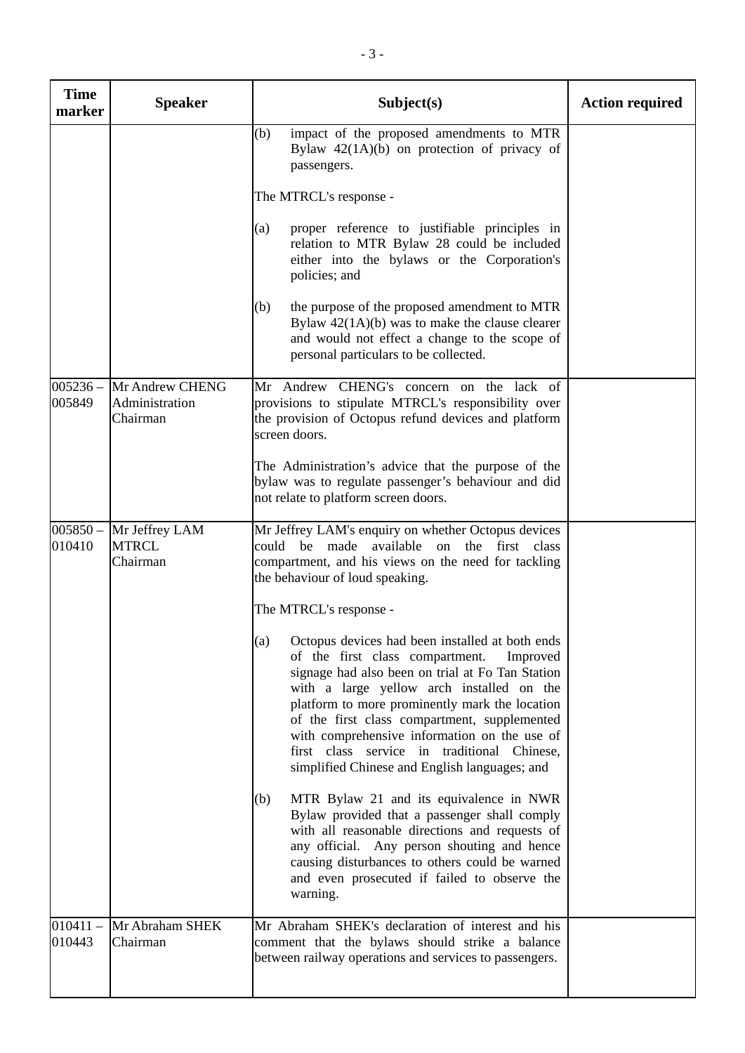| Time marker | Speaker | Subject(s) | Action required |
|---|---|---|---|
| | | (b) impact of the proposed amendments to MTR Bylaw 42(1A)(b) on protection of privacy of passengers.<br><br>The MTRCL's response -<br><br>(a) proper reference to justifiable principles in relation to MTR Bylaw 28 could be included either into the bylaws or the Corporation's policies; and<br><br>(b) the purpose of the proposed amendment to MTR Bylaw 42(1A)(b) was to make the clause clearer and would not effect a change to the scope of personal particulars to be collected. | |
| 005236 – 005849 | Mr Andrew CHENG<br>Administration<br>Chairman | Mr Andrew CHENG's concern on the lack of provisions to stipulate MTRCL's responsibility over the provision of Octopus refund devices and platform screen doors.<br><br>The Administration's advice that the purpose of the bylaw was to regulate passenger's behaviour and did not relate to platform screen doors. | |
| 005850 – 010410 | Mr Jeffrey LAM<br>MTRCL<br>Chairman | Mr Jeffrey LAM's enquiry on whether Octopus devices could be made available on the first class compartment, and his views on the need for tackling the behaviour of loud speaking.<br><br>The MTRCL's response -<br><br>(a) Octopus devices had been installed at both ends of the first class compartment. Improved signage had also been on trial at Fo Tan Station with a large yellow arch installed on the platform to more prominently mark the location of the first class compartment, supplemented with comprehensive information on the use of first class service in traditional Chinese, simplified Chinese and English languages; and<br><br>(b) MTR Bylaw 21 and its equivalence in NWR Bylaw provided that a passenger shall comply with all reasonable directions and requests of any official. Any person shouting and hence causing disturbances to others could be warned and even prosecuted if failed to observe the warning. | |
| 010411 – 010443 | Mr Abraham SHEK<br>Chairman | Mr Abraham SHEK's declaration of interest and his comment that the bylaws should strike a balance between railway operations and services to passengers. | |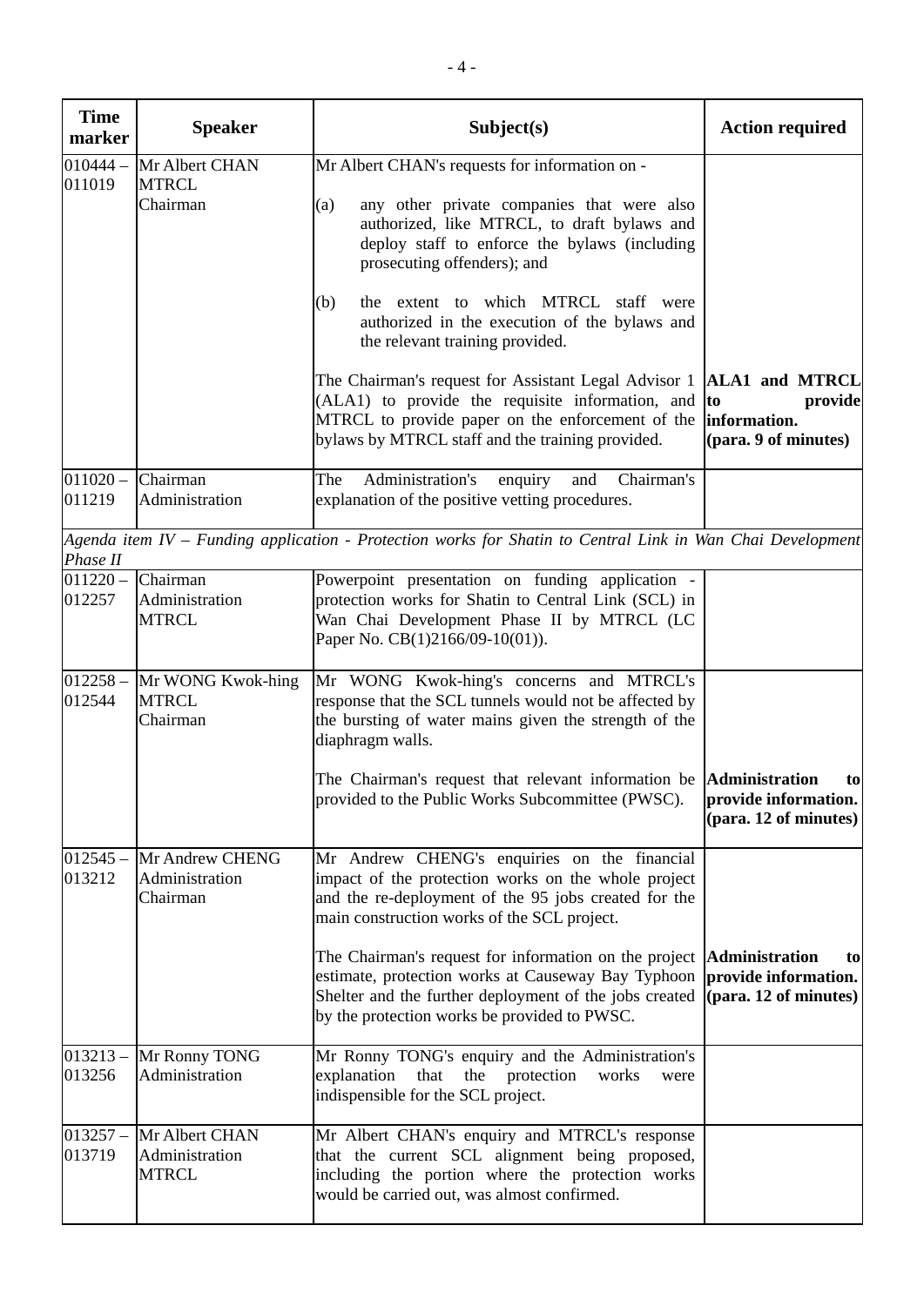| Time marker | Speaker | Subject(s) | Action required |
|---|---|---|---|
| 010444 – 011019 | Mr Albert CHAN<br>MTRCL<br>Chairman | Mr Albert CHAN's requests for information on -<br><br>(a) any other private companies that were also authorized, like MTRCL, to draft bylaws and deploy staff to enforce the bylaws (including prosecuting offenders); and<br><br>(b) the extent to which MTRCL staff were authorized in the execution of the bylaws and the relevant training provided.<br><br>The Chairman's request for Assistant Legal Advisor 1 (ALA1) to provide the requisite information, and MTRCL to provide paper on the enforcement of the bylaws by MTRCL staff and the training provided. | **ALA1 and MTRCL to provide information.**<br>**(para. 9 of minutes)** |
| 011020 – 011219 | Chairman<br>Administration | The Administration's enquiry and Chairman's explanation of the positive vetting procedures. | |
| *Agenda item IV – Funding application - Protection works for Shatin to Central Link in Wan Chai Development Phase II* | | | |
| 011220 – 012257 | Chairman<br>Administration<br>MTRCL | Powerpoint presentation on funding application - protection works for Shatin to Central Link (SCL) in Wan Chai Development Phase II by MTRCL (LC Paper No. CB(1)2166/09-10(01)). | |
| 012258 – 012544 | Mr WONG Kwok-hing<br>MTRCL<br>Chairman | Mr WONG Kwok-hing's concerns and MTRCL's response that the SCL tunnels would not be affected by the bursting of water mains given the strength of the diaphragm walls.<br><br>The Chairman's request that relevant information be provided to the Public Works Subcommittee (PWSC). | **Administration to provide information.**<br>**(para. 12 of minutes)** |
| 012545 – 013212 | Mr Andrew CHENG<br>Administration<br>Chairman | Mr Andrew CHENG's enquiries on the financial impact of the protection works on the whole project and the re-deployment of the 95 jobs created for the main construction works of the SCL project.<br><br>The Chairman's request for information on the project estimate, protection works at Causeway Bay Typhoon Shelter and the further deployment of the jobs created by the protection works be provided to PWSC. | **Administration to provide information.**<br>**(para. 12 of minutes)** |
| 013213 – 013256 | Mr Ronny TONG<br>Administration | Mr Ronny TONG's enquiry and the Administration's explanation that the protection works were indispensable for the SCL project. | |
| 013257 – 013719 | Mr Albert CHAN<br>Administration<br>MTRCL | Mr Albert CHAN's enquiry and MTRCL's response that the current SCL alignment being proposed, including the portion where the protection works would be carried out, was almost confirmed. | |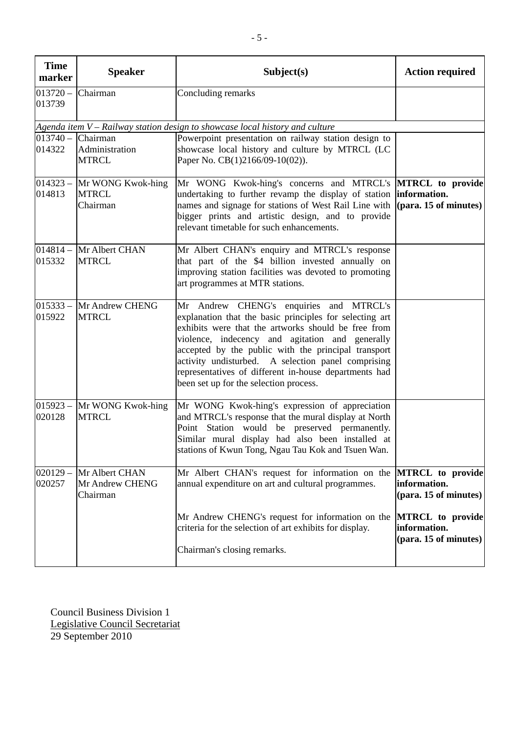| Time marker | Speaker | Subject(s) | Action required |
|---|---|---|---|
| 013720 – 013739 | Chairman | Concluding remarks | |
| *Agenda item V – Railway station design to showcase local history and culture* | | | |
| 013740 – 014322 | Chairman<br>Administration<br>MTRCL | Powerpoint presentation on railway station design to showcase local history and culture by MTRCL (LC Paper No. CB(1)2166/09-10(02)). | |
| 014323 – 014813 | Mr WONG Kwok-hing<br>MTRCL<br>Chairman | Mr WONG Kwok-hing's concerns and MTRCL's undertaking to further revamp the display of station names and signage for stations of West Rail Line with bigger prints and artistic design, and to provide relevant timetable for such enhancements. | **MTRCL to provide information. (para. 15 of minutes)** |
| 014814 – 015332 | Mr Albert CHAN<br>MTRCL | Mr Albert CHAN's enquiry and MTRCL's response that part of the $4 billion invested annually on improving station facilities was devoted to promoting art programmes at MTR stations. | |
| 015333 – 015922 | Mr Andrew CHENG<br>MTRCL | Mr Andrew CHENG's enquiries and MTRCL's explanation that the basic principles for selecting art exhibits were that the artworks should be free from violence, indecency and agitation and generally accepted by the public with the principal transport activity undisturbed. A selection panel comprising representatives of different in-house departments had been set up for the selection process. | |
| 015923 – 020128 | Mr WONG Kwok-hing<br>MTRCL | Mr WONG Kwok-hing's expression of appreciation and MTRCL's response that the mural display at North Point Station would be preserved permanently. Similar mural display had also been installed at stations of Kwun Tong, Ngau Tau Kok and Tsuen Wan. | |
| 020129 – 020257 | Mr Albert CHAN<br>Mr Andrew CHENG<br>Chairman | Mr Albert CHAN's request for information on the annual expenditure on art and cultural programmes.<br><br>Mr Andrew CHENG's request for information on the criteria for the selection of art exhibits for display.<br><br>Chairman's closing remarks. | **MTRCL to provide information. (para. 15 of minutes)**<br><br>**MTRCL to provide information. (para. 15 of minutes)** |

Council Business Division 1
Legislative Council Secretariat
29 September 2010